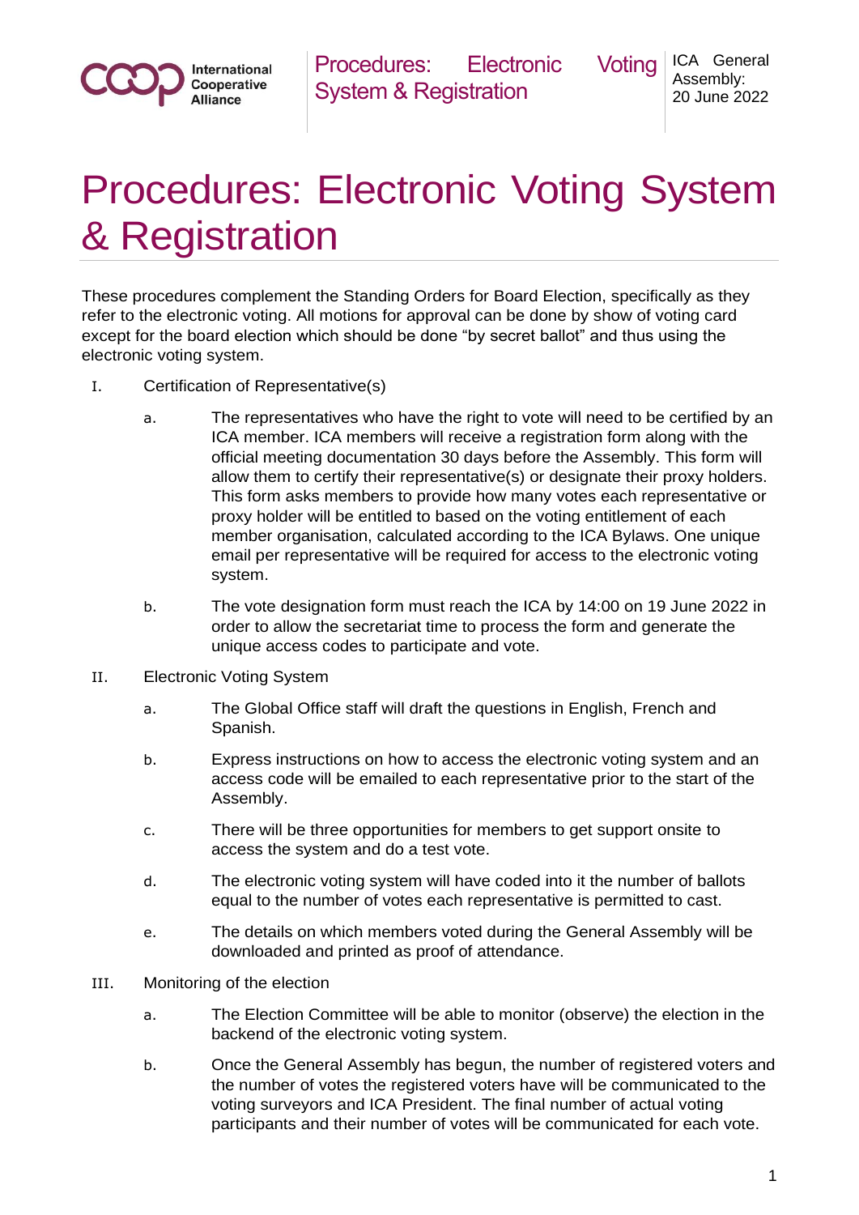# Procedures: Electronic Voting System & Registration

These procedures complement the Standing Orders for Board Election, specifically as they refer to the electronic voting. All motions for approval can be done by show of voting card except for the board election which should be done "by secret ballot" and thus using the electronic voting system.

I. Certification of Representative(s)

   a. The representatives who have the right to vote will need to be certified by an ICA member. ICA members will receive a registration form along with the official meeting documentation 30 days before the Assembly. This form will allow them to certify their representative(s) or designate their proxy holders. This form asks members to provide how many votes each representative or proxy holder will be entitled to based on the voting entitlement of each member organisation, calculated according to the ICA Bylaws. One unique email per representative will be required for access to the electronic voting system.

   b. The vote designation form must reach the ICA by 14:00 on 19 June 2022 in order to allow the secretariat time to process the form and generate the unique access codes to participate and vote.

II. Electronic Voting System

   a. The Global Office staff will draft the questions in English, French and Spanish.

   b. Express instructions on how to access the electronic voting system and an access code will be emailed to each representative prior to the start of the Assembly.

   c. There will be three opportunities for members to get support onsite to access the system and do a test vote.

   d. The electronic voting system will have coded into it the number of ballots equal to the number of votes each representative is permitted to cast.

   e. The details on which members voted during the General Assembly will be downloaded and printed as proof of attendance.

III. Monitoring of the election

   a. The Election Committee will be able to monitor (observe) the election in the backend of the electronic voting system.

   b. Once the General Assembly has begun, the number of registered voters and the number of votes the registered voters have will be communicated to the voting surveyors and ICA President. The final number of actual voting participants and their number of votes will be communicated for each vote.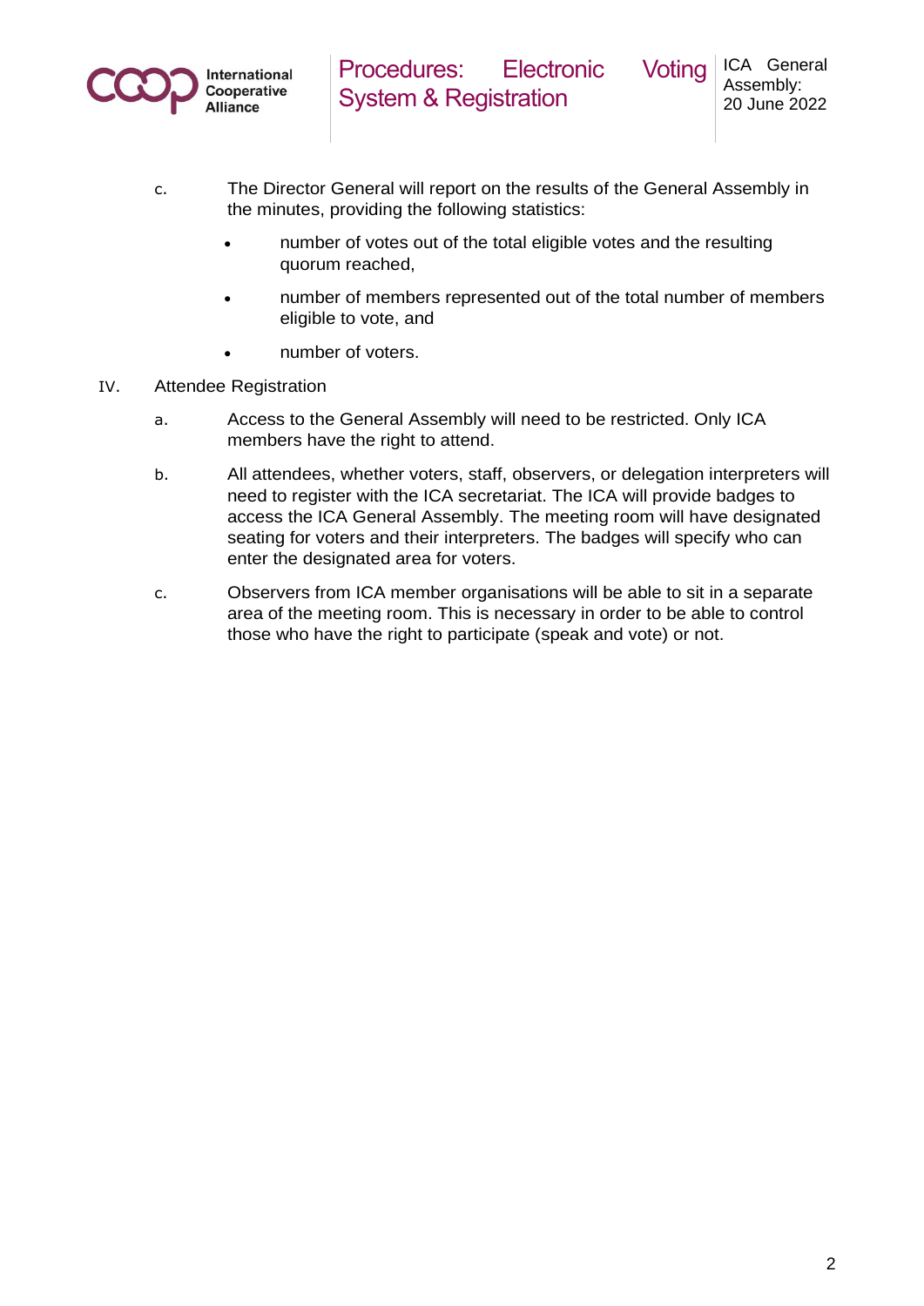c. The Director General will report on the results of the General Assembly in the minutes, providing the following statistics:

- number of votes out of the total eligible votes and the resulting quorum reached,
- number of members represented out of the total number of members eligible to vote, and
- number of voters.

IV. Attendee Registration

a. Access to the General Assembly will need to be restricted. Only ICA members have the right to attend.

b. All attendees, whether voters, staff, observers, or delegation interpreters will need to register with the ICA secretariat. The ICA will provide badges to access the ICA General Assembly. The meeting room will have designated seating for voters and their interpreters. The badges will specify who can enter the designated area for voters.

c. Observers from ICA member organisations will be able to sit in a separate area of the meeting room. This is necessary in order to be able to control those who have the right to participate (speak and vote) or not.